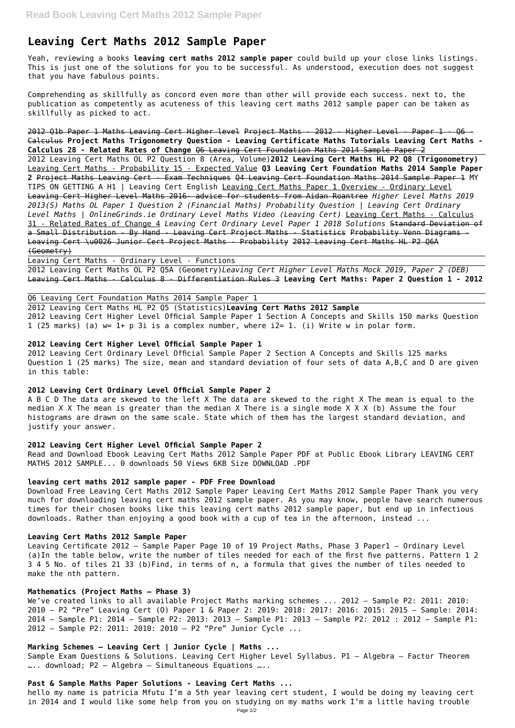# Leaving Cert Maths 2012 Sample Paper

Yeah, reviewing a books **leaving cert maths 2012 sample paper** could build up your close links listings. This is just one of the solutions for you to be successful. As understood, execution does not suggest that you have fabulous points.

Comprehending as skillfully as concord even more than other will provide each success. next to, the publication as competently as acuteness of this leaving cert maths 2012 sample paper can be taken as skillfully as picked to act.

~~2012 Q1b Paper 1 Maths Leaving Cert Higher level~~ ~~Project Maths - 2012 - Higher Level - Paper 1 - Q6 - Calculus~~ **Project Maths Trigonometry Question - Leaving Certificate Maths Tutorials Leaving Cert Maths - Calculus 28 - Related Rates of Change** ~~Q6 Leaving Cert Foundation Maths 2014 Sample Paper 2~~

2012 Leaving Cert Maths OL P2 Question 8 (Area, Volume)**2012 Leaving Cert Maths HL P2 Q8 (Trigonometry)** Leaving Cert Maths - Probability 15 - Expected Value **Q3 Leaving Cert Foundation Maths 2014 Sample Paper 2** ~~Project Maths Leaving Cert - Exam Techniques~~ ~~Q4 Leaving Cert Foundation Maths 2014 Sample Paper 1~~ MY TIPS ON GETTING A H1 | Leaving Cert English Leaving Cert Maths Paper 1 Overview - Ordinary Level ~~Leaving Cert Higher Level Maths 2016- advice for students from Aidan Roantree~~ *Higher Level Maths 2019 2013(S) Maths OL Paper 1 Question 2 (Financial Maths) Probability Question | Leaving Cert Ordinary Level Maths | OnlineGrinds.ie Ordinary Level Maths Video (Leaving Cert)* Leaving Cert Maths - Calculus 31 - Related Rates of Change 4 *Leaving Cert Ordinary Level Paper 1 2018 Solutions* ~~Standard Deviation of a Small Distribution - By Hand - Leaving Cert Project Maths - Statistics~~ ~~Probability Venn Diagrams - Leaving Cert \u0026 Junior Cert Project Maths - Probability~~ ~~2012 Leaving Cert Maths HL P2 Q6A (Geometry)~~

Leaving Cert Maths - Ordinary Level - Functions

2012 Leaving Cert Maths OL P2 Q5A (Geometry)*Leaving Cert Higher Level Maths Mock 2019, Paper 2 (DEB)* Leaving Cert Maths - Calculus 8 - Differentiation Rules 3 **Leaving Cert Maths: Paper 2 Question 1 - 2012**

Q6 Leaving Cert Foundation Maths 2014 Sample Paper 1

2012 Leaving Cert Maths HL P2 Q5 (Statistics)**Leaving Cert Maths 2012 Sample**
2012 Leaving Cert Higher Level Official Sample Paper 1 Section A Concepts and Skills 150 marks Question 1 (25 marks) (a) w= 1+ p 3i is a complex number, where i2= 1. (i) Write w in polar form.

### 2012 Leaving Cert Higher Level Official Sample Paper 1

2012 Leaving Cert Ordinary Level Official Sample Paper 2 Section A Concepts and Skills 125 marks Question 1 (25 marks) The size, mean and standard deviation of four sets of data A,B,C and D are given in this table:

### 2012 Leaving Cert Ordinary Level Official Sample Paper 2

A B C D The data are skewed to the left X The data are skewed to the right X The mean is equal to the median X X The mean is greater than the median X There is a single mode X X X (b) Assume the four histograms are drawn on the same scale. State which of them has the largest standard deviation, and justify your answer.

### 2012 Leaving Cert Higher Level Official Sample Paper 2

Read and Download Ebook Leaving Cert Maths 2012 Sample Paper PDF at Public Ebook Library LEAVING CERT MATHS 2012 SAMPLE... 0 downloads 50 Views 6KB Size DOWNLOAD .PDF

### leaving cert maths 2012 sample paper - PDF Free Download

Download Free Leaving Cert Maths 2012 Sample Paper Leaving Cert Maths 2012 Sample Paper Thank you very much for downloading leaving cert maths 2012 sample paper. As you may know, people have search numerous times for their chosen books like this leaving cert maths 2012 sample paper, but end up in infectious downloads. Rather than enjoying a good book with a cup of tea in the afternoon, instead ...

### Leaving Cert Maths 2012 Sample Paper

Leaving Certificate 2012 – Sample Paper Page 10 of 19 Project Maths, Phase 3 Paper1 – Ordinary Level (a)In the table below, write the number of tiles needed for each of the first five patterns. Pattern 1 2 3 4 5 No. of tiles 21 33 (b)Find, in terms of n, a formula that gives the number of tiles needed to make the nth pattern.

### Mathematics (Project Maths – Phase 3)

We've created links to all available Project Maths marking schemes ... 2012 – Sample P2: 2011: 2010: 2010 – P2 "Pre" Leaving Cert (O) Paper 1 & Paper 2: 2019: 2018: 2017: 2016: 2015: 2015 – Sample: 2014: 2014 – Sample P1: 2014 – Sample P2: 2013: 2013 – Sample P1: 2013 – Sample P2: 2012 : 2012 – Sample P1: 2012 – Sample P2: 2011: 2010: 2010 – P2 "Pre" Junior Cycle ...

### Marking Schemes – Leaving Cert | Junior Cycle | Maths ...

Sample Exam Questions & Solutions. Leaving Cert Higher Level Syllabus. P1 – Algebra – Factor Theorem ….. download; P2 – Algebra – Simultaneous Equations …..

### Past & Sample Maths Paper Solutions - Leaving Cert Maths ...

hello my name is patricia Mfutu I'm a 5th year leaving cert student, I would be doing my leaving cert in 2014 and I would like some help from you on studying on my maths work I'm a little having trouble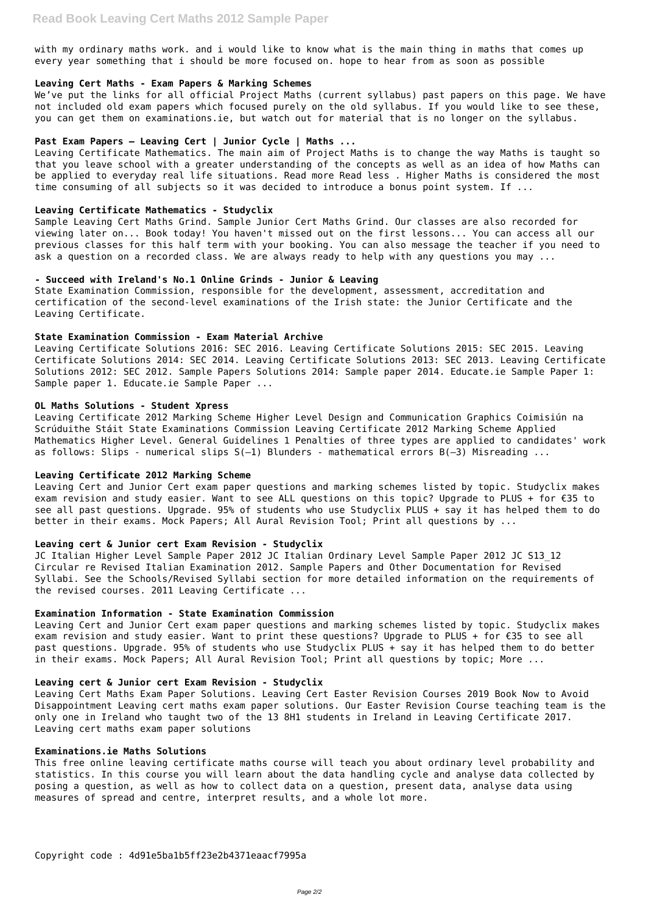with my ordinary maths work. and i would like to know what is the main thing in maths that comes up every year something that i should be more focused on. hope to hear from as soon as possible

### Leaving Cert Maths - Exam Papers & Marking Schemes

We've put the links for all official Project Maths (current syllabus) past papers on this page. We have not included old exam papers which focused purely on the old syllabus. If you would like to see these, you can get them on examinations.ie, but watch out for material that is no longer on the syllabus.

### Past Exam Papers — Leaving Cert | Junior Cycle | Maths ...

Leaving Certificate Mathematics. The main aim of Project Maths is to change the way Maths is taught so that you leave school with a greater understanding of the concepts as well as an idea of how Maths can be applied to everyday real life situations. Read more Read less . Higher Maths is considered the most time consuming of all subjects so it was decided to introduce a bonus point system. If ...

### Leaving Certificate Mathematics - Studyclix

Sample Leaving Cert Maths Grind. Sample Junior Cert Maths Grind. Our classes are also recorded for viewing later on... Book today! You haven't missed out on the first lessons... You can access all our previous classes for this half term with your booking. You can also message the teacher if you need to ask a question on a recorded class. We are always ready to help with any questions you may ...

### - Succeed with Ireland's No.1 Online Grinds - Junior & Leaving

State Examination Commission, responsible for the development, assessment, accreditation and certification of the second-level examinations of the Irish state: the Junior Certificate and the Leaving Certificate.

### State Examination Commission - Exam Material Archive

Leaving Certificate Solutions 2016: SEC 2016. Leaving Certificate Solutions 2015: SEC 2015. Leaving Certificate Solutions 2014: SEC 2014. Leaving Certificate Solutions 2013: SEC 2013. Leaving Certificate Solutions 2012: SEC 2012. Sample Papers Solutions 2014: Sample paper 2014. Educate.ie Sample Paper 1: Sample paper 1. Educate.ie Sample Paper ...

### OL Maths Solutions - Student Xpress

Leaving Certificate 2012 Marking Scheme Higher Level Design and Communication Graphics Coimisiún na Scrúduithe Stáit State Examinations Commission Leaving Certificate 2012 Marking Scheme Applied Mathematics Higher Level. General Guidelines 1 Penalties of three types are applied to candidates' work as follows: Slips - numerical slips S(−1) Blunders - mathematical errors B(−3) Misreading ...

### Leaving Certificate 2012 Marking Scheme

Leaving Cert and Junior Cert exam paper questions and marking schemes listed by topic. Studyclix makes exam revision and study easier. Want to see ALL questions on this topic? Upgrade to PLUS + for €35 to see all past questions. Upgrade. 95% of students who use Studyclix PLUS + say it has helped them to do better in their exams. Mock Papers; All Aural Revision Tool; Print all questions by ...

### Leaving cert & Junior cert Exam Revision - Studyclix

JC Italian Higher Level Sample Paper 2012 JC Italian Ordinary Level Sample Paper 2012 JC S13_12 Circular re Revised Italian Examination 2012. Sample Papers and Other Documentation for Revised Syllabi. See the Schools/Revised Syllabi section for more detailed information on the requirements of the revised courses. 2011 Leaving Certificate ...

### Examination Information - State Examination Commission

Leaving Cert and Junior Cert exam paper questions and marking schemes listed by topic. Studyclix makes exam revision and study easier. Want to print these questions? Upgrade to PLUS + for €35 to see all past questions. Upgrade. 95% of students who use Studyclix PLUS + say it has helped them to do better in their exams. Mock Papers; All Aural Revision Tool; Print all questions by topic; More ...

### Leaving cert & Junior cert Exam Revision - Studyclix

Leaving Cert Maths Exam Paper Solutions. Leaving Cert Easter Revision Courses 2019 Book Now to Avoid Disappointment Leaving cert maths exam paper solutions. Our Easter Revision Course teaching team is the only one in Ireland who taught two of the 13 8H1 students in Ireland in Leaving Certificate 2017. Leaving cert maths exam paper solutions

### Examinations.ie Maths Solutions

This free online leaving certificate maths course will teach you about ordinary level probability and statistics. In this course you will learn about the data handling cycle and analyse data collected by posing a question, as well as how to collect data on a question, present data, analyse data using measures of spread and centre, interpret results, and a whole lot more.

Copyright code : 4d91e5ba1b5ff23e2b4371eaacf7995a